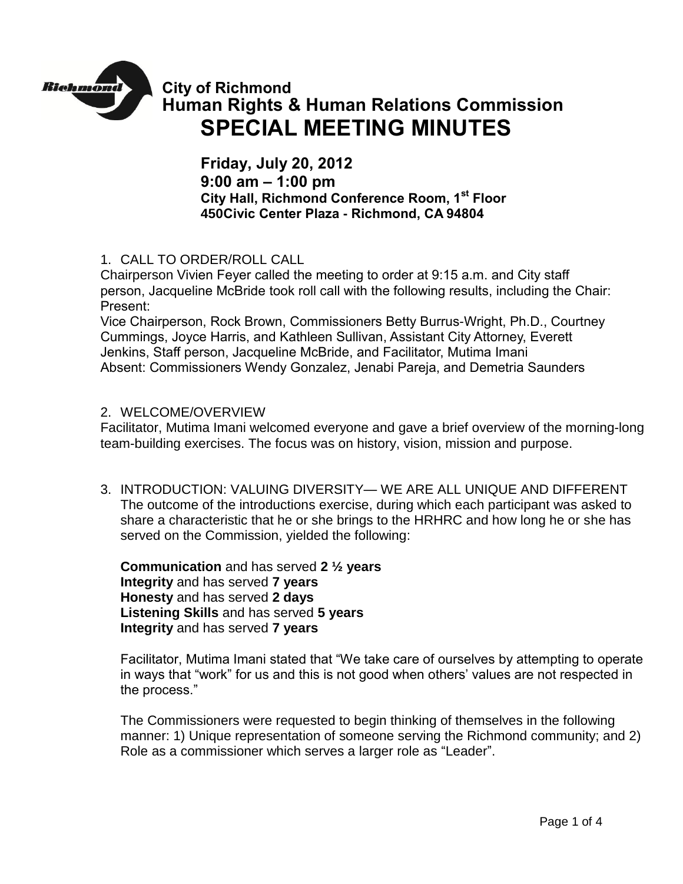# City of Richmond
## Human Rights & Human Relations Commission
# SPECIAL MEETING MINUTES

**Friday, July 20, 2012**
**9:00 am – 1:00 pm**
**City Hall, Richmond Conference Room, 1st Floor**
**450Civic Center Plaza - Richmond, CA 94804**

1. CALL TO ORDER/ROLL CALL

Chairperson Vivien Feyer called the meeting to order at 9:15 a.m. and City staff person, Jacqueline McBride took roll call with the following results, including the Chair:
Present:
Vice Chairperson, Rock Brown, Commissioners Betty Burrus-Wright, Ph.D., Courtney Cummings, Joyce Harris, and Kathleen Sullivan, Assistant City Attorney, Everett Jenkins, Staff person, Jacqueline McBride, and Facilitator, Mutima Imani
Absent: Commissioners Wendy Gonzalez, Jenabi Pareja, and Demetria Saunders

2. WELCOME/OVERVIEW

Facilitator, Mutima Imani welcomed everyone and gave a brief overview of the morning-long team-building exercises. The focus was on history, vision, mission and purpose.

3. INTRODUCTION: VALUING DIVERSITY— WE ARE ALL UNIQUE AND DIFFERENT
   The outcome of the introductions exercise, during which each participant was asked to share a characteristic that he or she brings to the HRHRC and how long he or she has served on the Commission, yielded the following:

   **Communication** and has served **2 ½ years**
   **Integrity** and has served **7 years**
   **Honesty** and has served **2 days**
   **Listening Skills** and has served **5 years**
   **Integrity** and has served **7 years**

   Facilitator, Mutima Imani stated that "We take care of ourselves by attempting to operate in ways that "work" for us and this is not good when others' values are not respected in the process."

   The Commissioners were requested to begin thinking of themselves in the following manner: 1) Unique representation of someone serving the Richmond community; and 2) Role as a commissioner which serves a larger role as "Leader".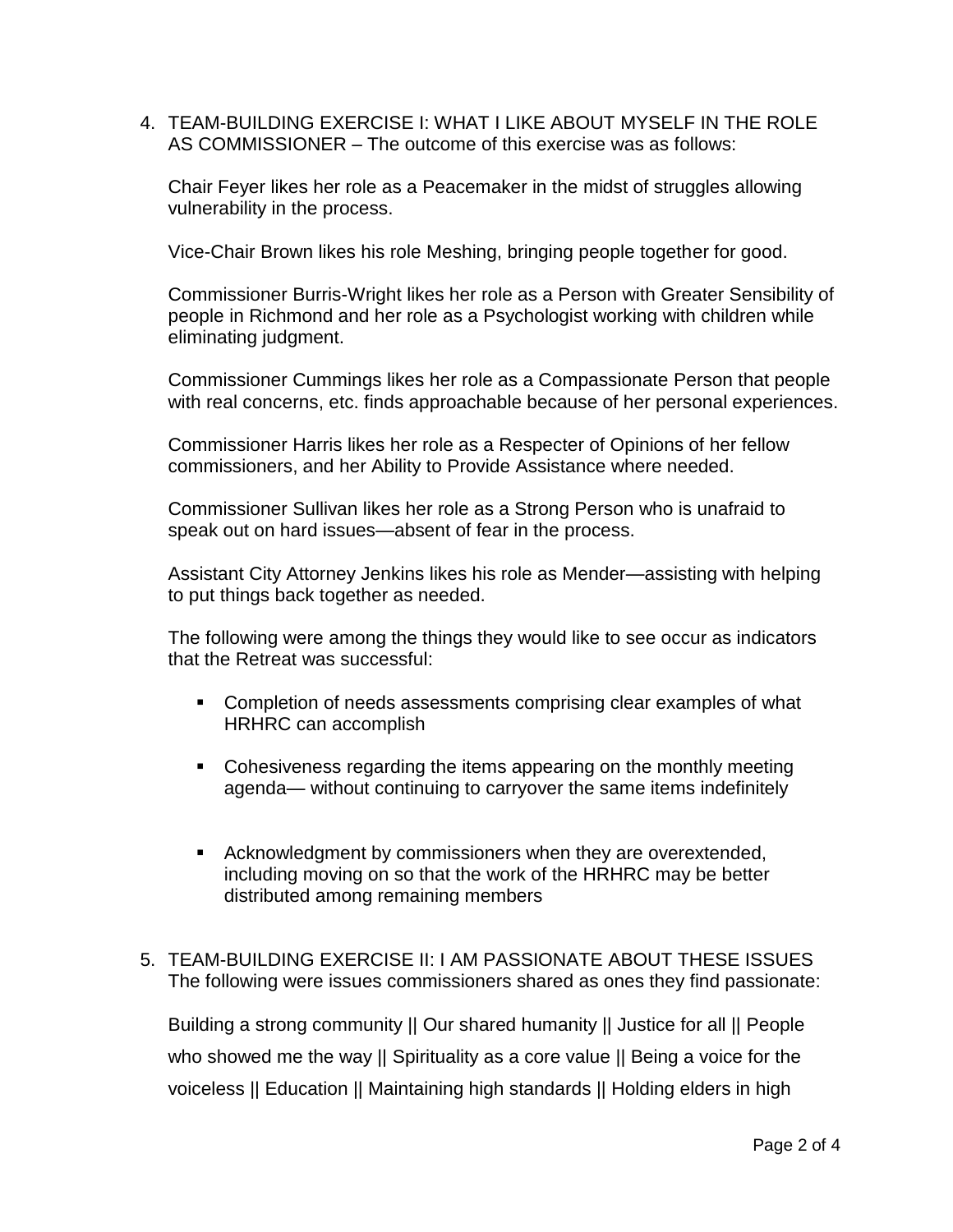4. TEAM-BUILDING EXERCISE I: WHAT I LIKE ABOUT MYSELF IN THE ROLE AS COMMISSIONER – The outcome of this exercise was as follows:

   Chair Feyer likes her role as a Peacemaker in the midst of struggles allowing vulnerability in the process.

   Vice-Chair Brown likes his role Meshing, bringing people together for good.

   Commissioner Burris-Wright likes her role as a Person with Greater Sensibility of people in Richmond and her role as a Psychologist working with children while eliminating judgment.

   Commissioner Cummings likes her role as a Compassionate Person that people with real concerns, etc. finds approachable because of her personal experiences.

   Commissioner Harris likes her role as a Respecter of Opinions of her fellow commissioners, and her Ability to Provide Assistance where needed.

   Commissioner Sullivan likes her role as a Strong Person who is unafraid to speak out on hard issues—absent of fear in the process.

   Assistant City Attorney Jenkins likes his role as Mender—assisting with helping to put things back together as needed.

   The following were among the things they would like to see occur as indicators that the Retreat was successful:

   - Completion of needs assessments comprising clear examples of what HRHRC can accomplish
   - Cohesiveness regarding the items appearing on the monthly meeting agenda— without continuing to carryover the same items indefinitely
   - Acknowledgment by commissioners when they are overextended, including moving on so that the work of the HRHRC may be better distributed among remaining members

5. TEAM-BUILDING EXERCISE II: I AM PASSIONATE ABOUT THESE ISSUES The following were issues commissioners shared as ones they find passionate:

   Building a strong community || Our shared humanity || Justice for all || People who showed me the way || Spirituality as a core value || Being a voice for the voiceless || Education || Maintaining high standards || Holding elders in high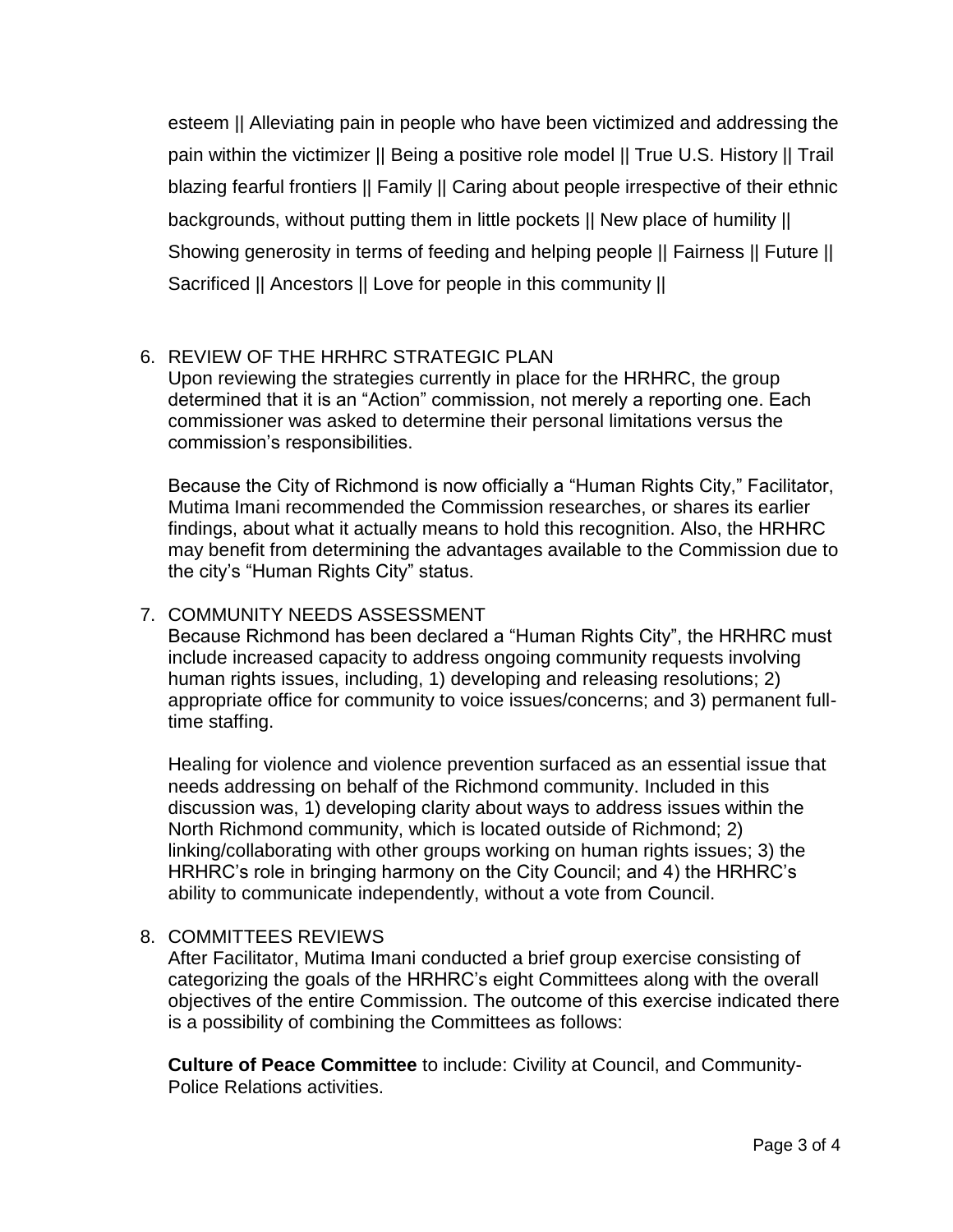esteem || Alleviating pain in people who have been victimized and addressing the pain within the victimizer || Being a positive role model || True U.S. History || Trail blazing fearful frontiers || Family || Caring about people irrespective of their ethnic backgrounds, without putting them in little pockets || New place of humility || Showing generosity in terms of feeding and helping people || Fairness || Future || Sacrificed || Ancestors || Love for people in this community ||

6. REVIEW OF THE HRHRC STRATEGIC PLAN

   Upon reviewing the strategies currently in place for the HRHRC, the group determined that it is an "Action" commission, not merely a reporting one. Each commissioner was asked to determine their personal limitations versus the commission's responsibilities.

   Because the City of Richmond is now officially a "Human Rights City," Facilitator, Mutima Imani recommended the Commission researches, or shares its earlier findings, about what it actually means to hold this recognition. Also, the HRHRC may benefit from determining the advantages available to the Commission due to the city's "Human Rights City" status.

7. COMMUNITY NEEDS ASSESSMENT

   Because Richmond has been declared a "Human Rights City", the HRHRC must include increased capacity to address ongoing community requests involving human rights issues, including, 1) developing and releasing resolutions; 2) appropriate office for community to voice issues/concerns; and 3) permanent full-time staffing.

   Healing for violence and violence prevention surfaced as an essential issue that needs addressing on behalf of the Richmond community. Included in this discussion was, 1) developing clarity about ways to address issues within the North Richmond community, which is located outside of Richmond; 2) linking/collaborating with other groups working on human rights issues; 3) the HRHRC's role in bringing harmony on the City Council; and 4) the HRHRC's ability to communicate independently, without a vote from Council.

8. COMMITTEES REVIEWS

   After Facilitator, Mutima Imani conducted a brief group exercise consisting of categorizing the goals of the HRHRC's eight Committees along with the overall objectives of the entire Commission. The outcome of this exercise indicated there is a possibility of combining the Committees as follows:

   **Culture of Peace Committee** to include: Civility at Council, and Community-Police Relations activities.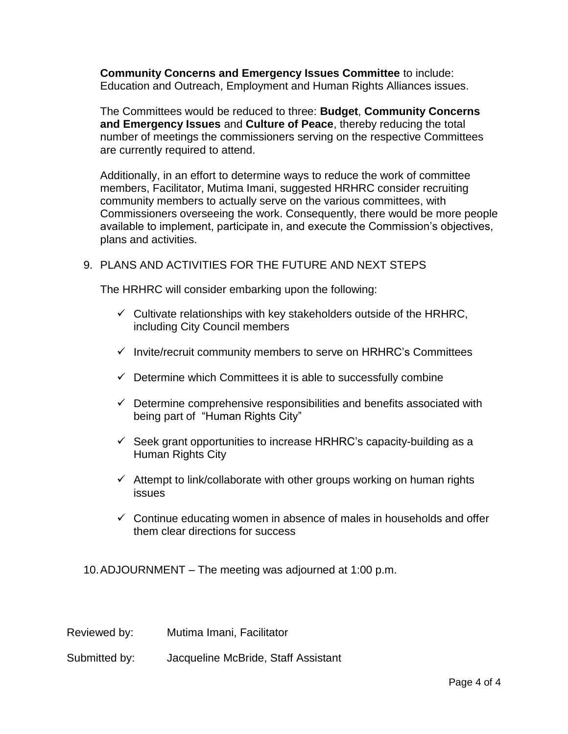**Community Concerns and Emergency Issues Committee** to include: Education and Outreach, Employment and Human Rights Alliances issues.

The Committees would be reduced to three: **Budget**, **Community Concerns and Emergency Issues** and **Culture of Peace**, thereby reducing the total number of meetings the commissioners serving on the respective Committees are currently required to attend.

Additionally, in an effort to determine ways to reduce the work of committee members, Facilitator, Mutima Imani, suggested HRHRC consider recruiting community members to actually serve on the various committees, with Commissioners overseeing the work. Consequently, there would be more people available to implement, participate in, and execute the Commission's objectives, plans and activities.

9. PLANS AND ACTIVITIES FOR THE FUTURE AND NEXT STEPS

The HRHRC will consider embarking upon the following:

- ✓ Cultivate relationships with key stakeholders outside of the HRHRC, including City Council members
- ✓ Invite/recruit community members to serve on HRHRC's Committees
- ✓ Determine which Committees it is able to successfully combine
- ✓ Determine comprehensive responsibilities and benefits associated with being part of "Human Rights City"
- ✓ Seek grant opportunities to increase HRHRC's capacity-building as a Human Rights City
- ✓ Attempt to link/collaborate with other groups working on human rights issues
- ✓ Continue educating women in absence of males in households and offer them clear directions for success

10. ADJOURNMENT – The meeting was adjourned at 1:00 p.m.

Reviewed by: Mutima Imani, Facilitator

Submitted by: Jacqueline McBride, Staff Assistant